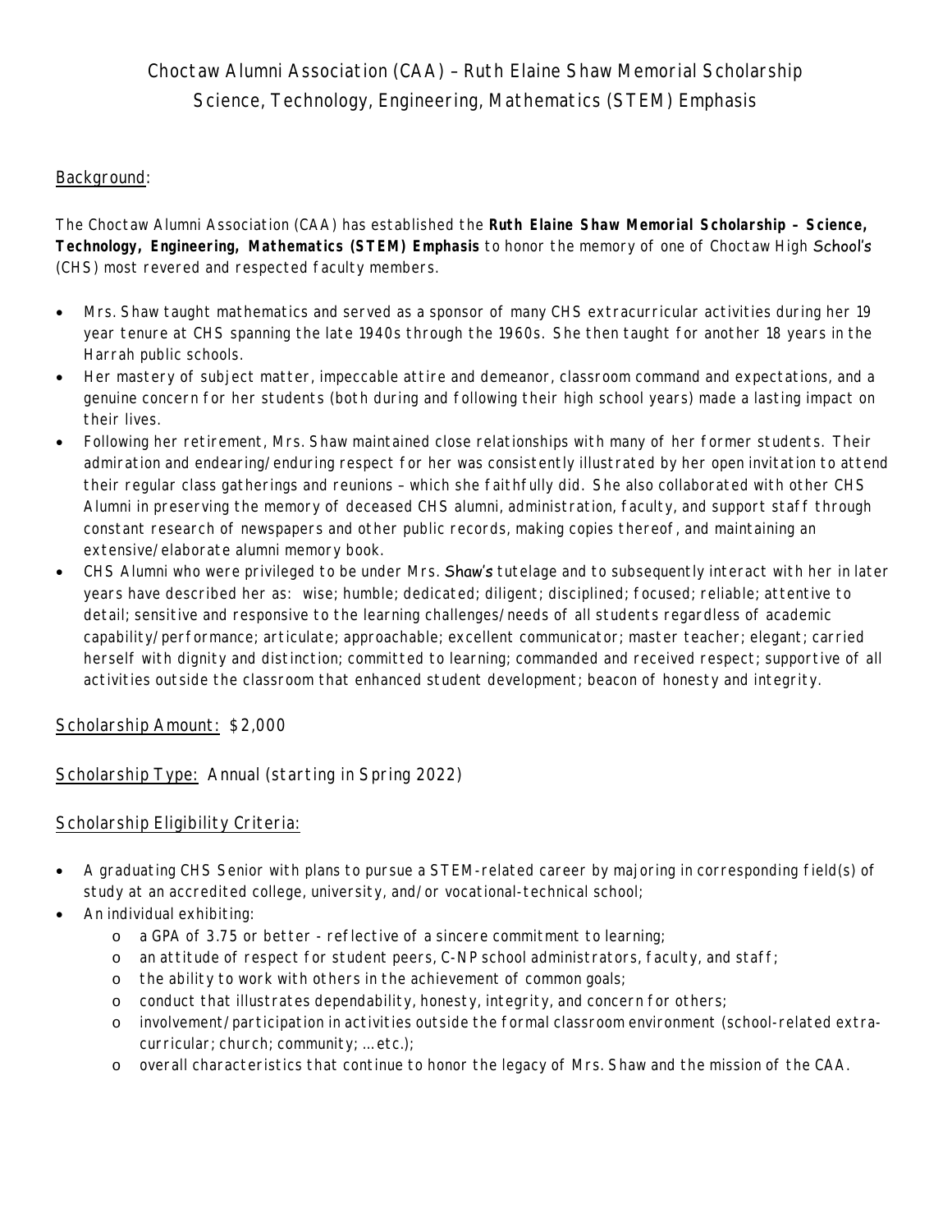# Choctaw Alumni Association (CAA) – Ruth Elaine Shaw Memorial Scholarship
## Science, Technology, Engineering, Mathematics (STEM) Emphasis

Background:

The Choctaw Alumni Association (CAA) has established the **Ruth Elaine Shaw Memorial Scholarship – Science, Technology, Engineering, Mathematics (STEM) Emphasis** to honor the memory of one of Choctaw High School's (CHS) most revered and respected faculty members.

- Mrs. Shaw taught mathematics and served as a sponsor of many CHS extracurricular activities during her 19 year tenure at CHS spanning the late 1940s through the 1960s. She then taught for another 18 years in the Harrah public schools.
- Her mastery of subject matter, impeccable attire and demeanor, classroom command and expectations, and a genuine concern for her students (both during and following their high school years) made a lasting impact on their lives.
- Following her retirement, Mrs. Shaw maintained close relationships with many of her former students. Their admiration and endearing/enduring respect for her was consistently illustrated by her open invitation to attend their regular class gatherings and reunions – which she faithfully did. She also collaborated with other CHS Alumni in preserving the memory of deceased CHS alumni, administration, faculty, and support staff through constant research of newspapers and other public records, making copies thereof, and maintaining an extensive/elaborate alumni memory book.
- CHS Alumni who were privileged to be under Mrs. Shaw's tutelage and to subsequently interact with her in later years have described her as: wise; humble; dedicated; diligent; disciplined; focused; reliable; attentive to detail; sensitive and responsive to the learning challenges/needs of all students regardless of academic capability/performance; articulate; approachable; excellent communicator; master teacher; elegant; carried herself with dignity and distinction; committed to learning; commanded and received respect; supportive of all activities outside the classroom that enhanced student development; beacon of honesty and integrity.

Scholarship Amount: $2,000

Scholarship Type: Annual (starting in Spring 2022)

Scholarship Eligibility Criteria:

- A graduating CHS Senior with plans to pursue a STEM-related career by majoring in corresponding field(s) of study at an accredited college, university, and/or vocational-technical school;
- An individual exhibiting:
    - a GPA of 3.75 or better - reflective of a sincere commitment to learning;
    - an attitude of respect for student peers, C-NP school administrators, faculty, and staff;
    - the ability to work with others in the achievement of common goals;
    - conduct that illustrates dependability, honesty, integrity, and concern for others;
    - involvement/participation in activities outside the formal classroom environment (school-related extra-curricular; church; community; …etc.);
    - overall characteristics that continue to honor the legacy of Mrs. Shaw and the mission of the CAA.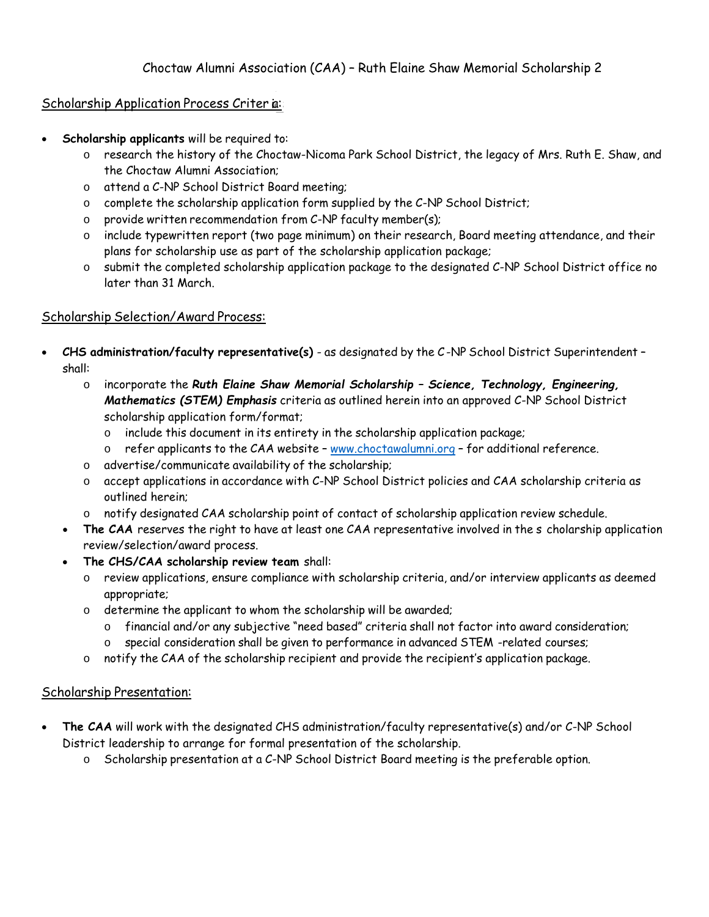# Choctaw Alumni Association (CAA) – Ruth Elaine Shaw Memorial Scholarship 2

## Scholarship Application Process Criteria:

- **Scholarship applicants** will be required to:
  - research the history of the Choctaw-Nicoma Park School District, the legacy of Mrs. Ruth E. Shaw, and the Choctaw Alumni Association;
  - attend a C-NP School District Board meeting;
  - complete the scholarship application form supplied by the C-NP School District;
  - provide written recommendation from C-NP faculty member(s);
  - include typewritten report (two page minimum) on their research, Board meeting attendance, and their plans for scholarship use as part of the scholarship application package;
  - submit the completed scholarship application package to the designated C-NP School District office no later than 31 March.

## Scholarship Selection/Award Process:

- **CHS administration/faculty representative(s)** - as designated by the C-NP School District Superintendent – shall:
  - incorporate the ***Ruth Elaine Shaw Memorial Scholarship – Science, Technology, Engineering, Mathematics (STEM) Emphasis*** criteria as outlined herein into an approved C-NP School District scholarship application form/format;
    - include this document in its entirety in the scholarship application package;
    - refer applicants to the CAA website – www.choctawalumni.org – for additional reference.
  - advertise/communicate availability of the scholarship;
  - accept applications in accordance with C-NP School District policies and CAA scholarship criteria as outlined herein;
  - notify designated CAA scholarship point of contact of scholarship application review schedule.
- **The CAA** reserves the right to have at least one CAA representative involved in the scholarship application review/selection/award process.
- **The CHS/CAA scholarship review team** shall:
  - review applications, ensure compliance with scholarship criteria, and/or interview applicants as deemed appropriate;
  - determine the applicant to whom the scholarship will be awarded;
    - financial and/or any subjective "need based" criteria shall not factor into award consideration;
    - special consideration shall be given to performance in advanced STEM -related courses;
  - notify the CAA of the scholarship recipient and provide the recipient's application package.

## Scholarship Presentation:

- **The CAA** will work with the designated CHS administration/faculty representative(s) and/or C-NP School District leadership to arrange for formal presentation of the scholarship.
  - Scholarship presentation at a C-NP School District Board meeting is the preferable option.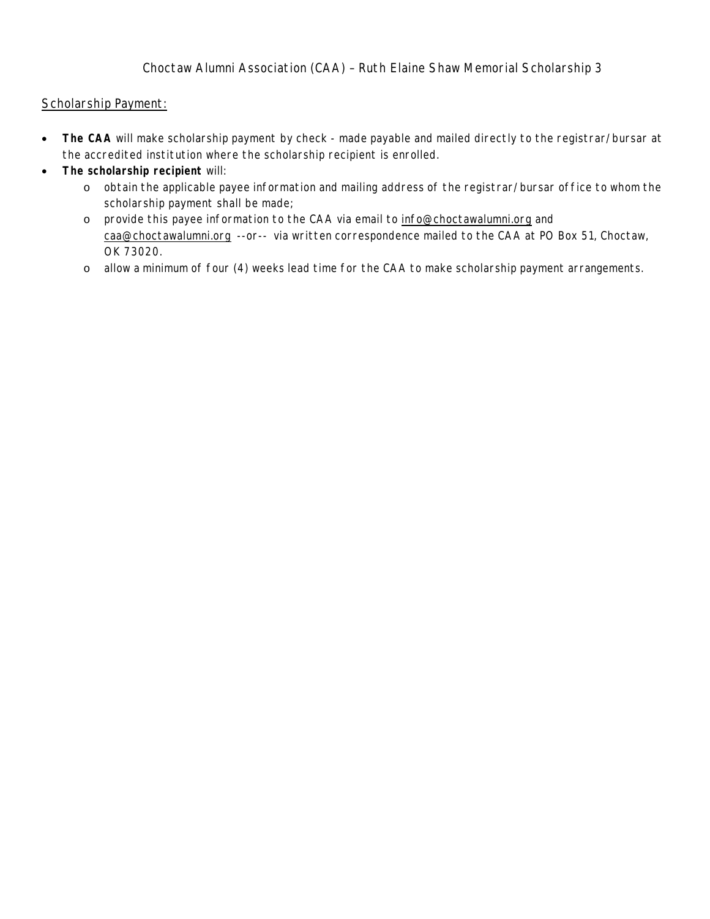Scholarship Payment:

- **The CAA** will make scholarship payment by check - made payable and mailed directly to the registrar/bursar at the accredited institution where the scholarship recipient is enrolled.
- **The scholarship recipient** will:
  - obtain the applicable payee information and mailing address of the registrar/bursar office to whom the scholarship payment shall be made;
  - provide this payee information to the CAA via email to info@choctawalumni.org and caa@choctawalumni.org --or-- via written correspondence mailed to the CAA at PO Box 51, Choctaw, OK 73020.
  - allow a minimum of four (4) weeks lead time for the CAA to make scholarship payment arrangements.